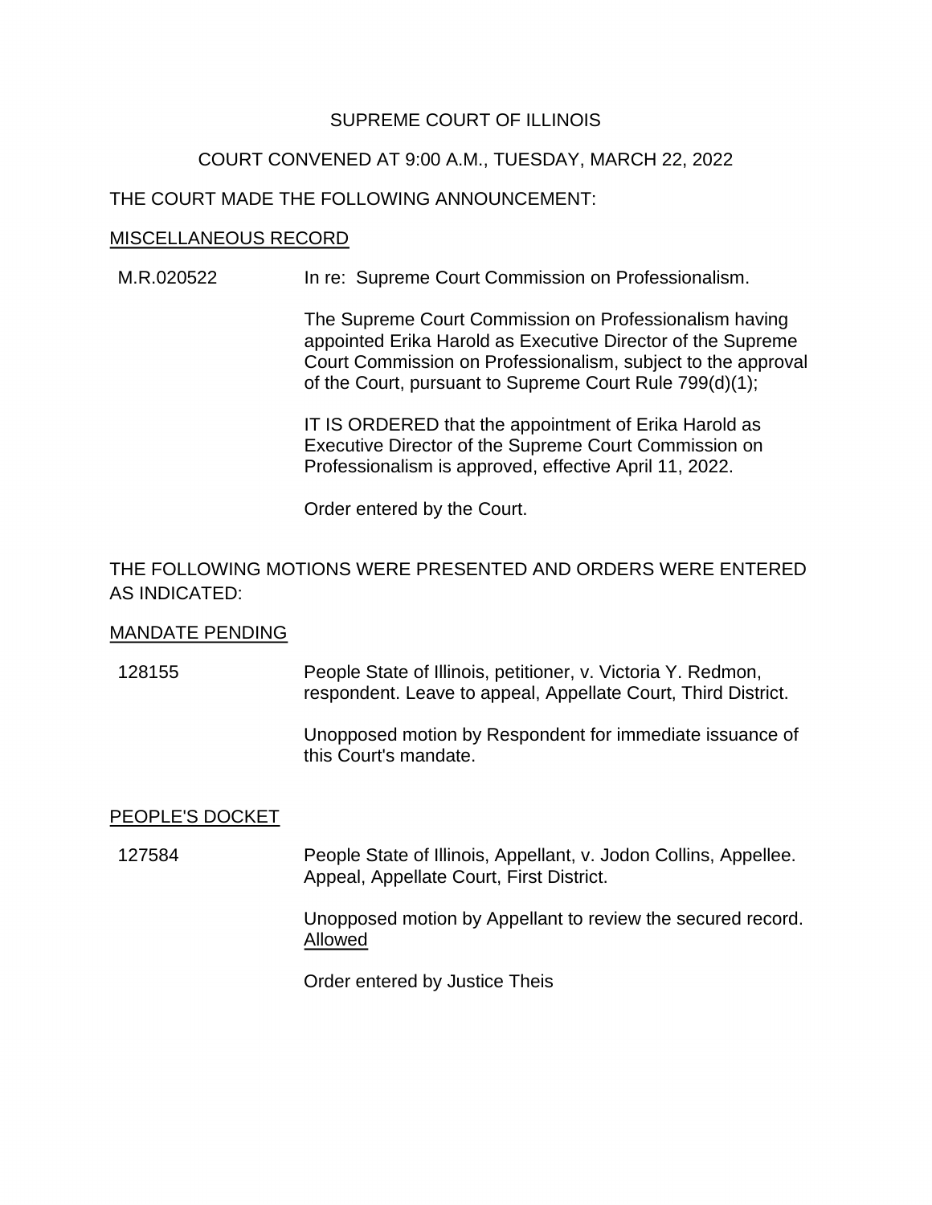SUPREME COURT OF ILLINOIS

COURT CONVENED AT 9:00 A.M., TUESDAY, MARCH 22, 2022

THE COURT MADE THE FOLLOWING ANNOUNCEMENT:

<u>MISCELLANEOUS RECORD</u>

M.R.020522 In re: Supreme Court Commission on Professionalism.

The Supreme Court Commission on Professionalism having appointed Erika Harold as Executive Director of the Supreme Court Commission on Professionalism, subject to the approval of the Court, pursuant to Supreme Court Rule 799(d)(1);

IT IS ORDERED that the appointment of Erika Harold as Executive Director of the Supreme Court Commission on Professionalism is approved, effective April 11, 2022.

Order entered by the Court.

THE FOLLOWING MOTIONS WERE PRESENTED AND ORDERS WERE ENTERED AS INDICATED:

<u>MANDATE PENDING</u>

128155 People State of Illinois, petitioner, v. Victoria Y. Redmon, respondent. Leave to appeal, Appellate Court, Third District.

Unopposed motion by Respondent for immediate issuance of this Court's mandate.

<u>PEOPLE'S DOCKET</u>

127584 People State of Illinois, Appellant, v. Jodon Collins, Appellee. Appeal, Appellate Court, First District.

Unopposed motion by Appellant to review the secured record. <u>Allowed</u>

Order entered by Justice Theis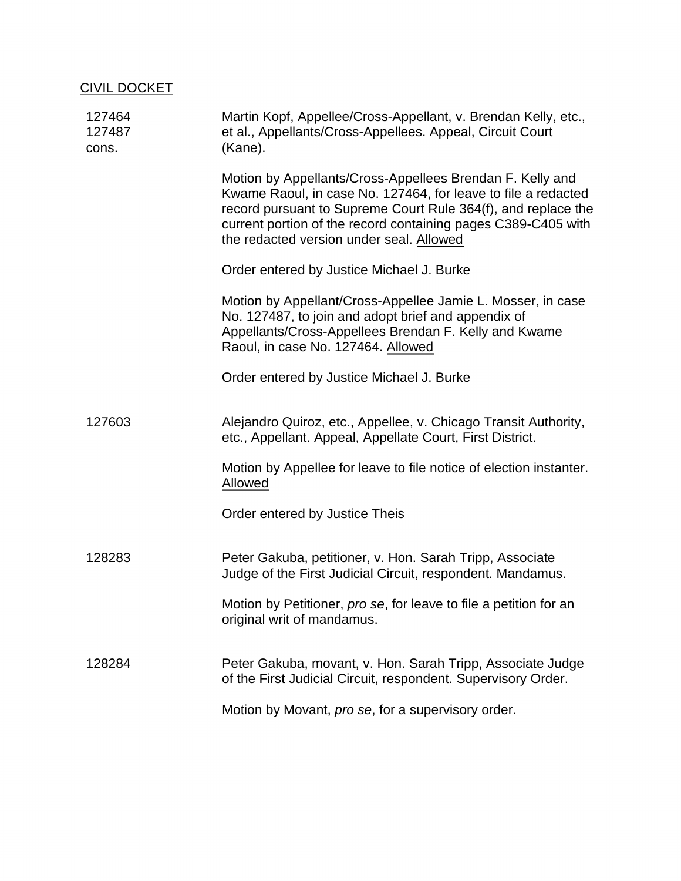CIVIL DOCKET

| | |
|---|---|
| 127464<br>127487<br>cons. | Martin Kopf, Appellee/Cross-Appellant, v. Brendan Kelly, etc., et al., Appellants/Cross-Appellees. Appeal, Circuit Court (Kane).<br><br>Motion by Appellants/Cross-Appellees Brendan F. Kelly and Kwame Raoul, in case No. 127464, for leave to file a redacted record pursuant to Supreme Court Rule 364(f), and replace the current portion of the record containing pages C389-C405 with the redacted version under seal. Allowed<br><br>Order entered by Justice Michael J. Burke<br><br>Motion by Appellant/Cross-Appellee Jamie L. Mosser, in case No. 127487, to join and adopt brief and appendix of Appellants/Cross-Appellees Brendan F. Kelly and Kwame Raoul, in case No. 127464. Allowed<br><br>Order entered by Justice Michael J. Burke |
| 127603 | Alejandro Quiroz, etc., Appellee, v. Chicago Transit Authority, etc., Appellant. Appeal, Appellate Court, First District.<br><br>Motion by Appellee for leave to file notice of election instanter. Allowed<br><br>Order entered by Justice Theis |
| 128283 | Peter Gakuba, petitioner, v. Hon. Sarah Tripp, Associate Judge of the First Judicial Circuit, respondent. Mandamus.<br><br>Motion by Petitioner, *pro se*, for leave to file a petition for an original writ of mandamus. |
| 128284 | Peter Gakuba, movant, v. Hon. Sarah Tripp, Associate Judge of the First Judicial Circuit, respondent. Supervisory Order.<br><br>Motion by Movant, *pro se*, for a supervisory order. |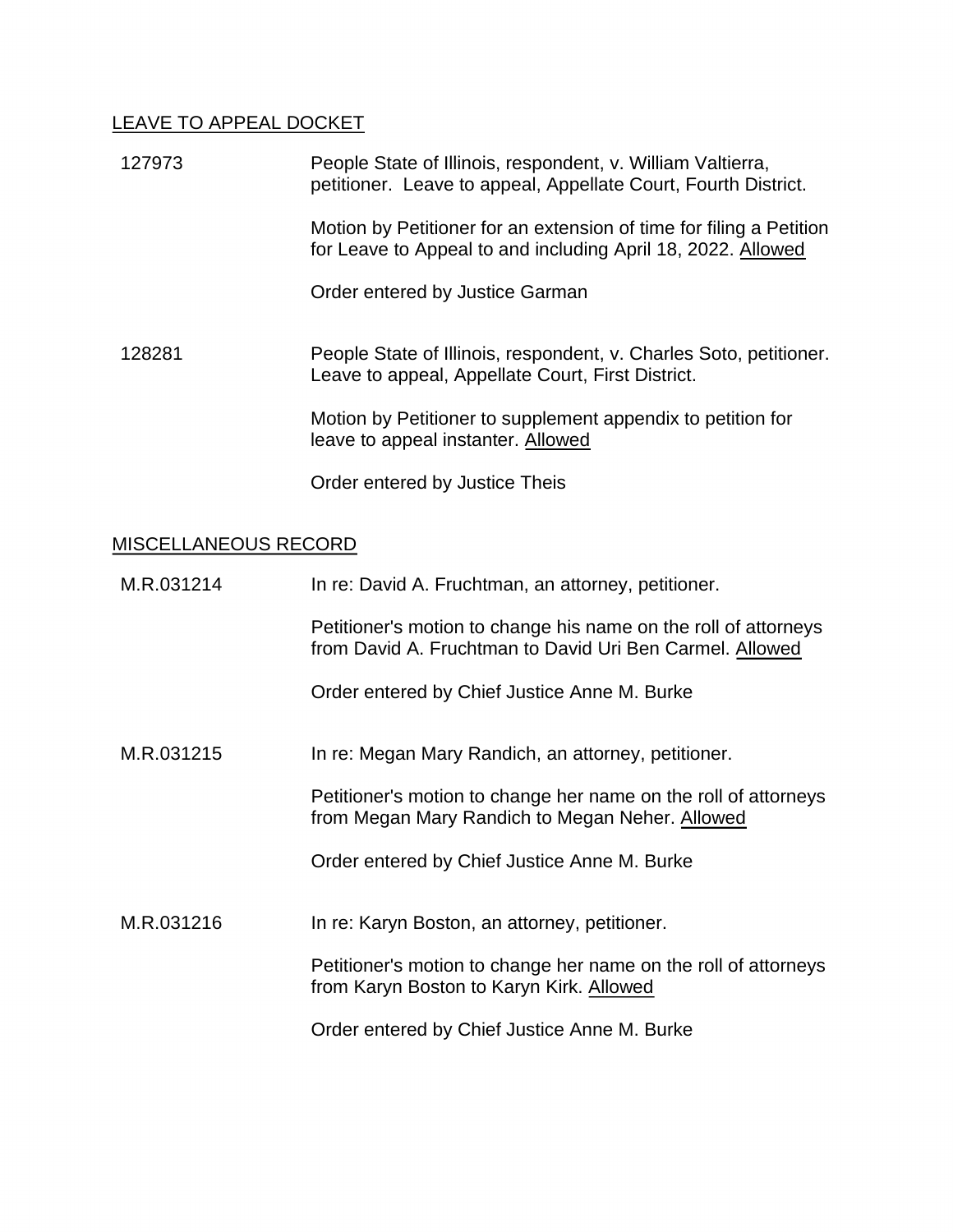## LEAVE TO APPEAL DOCKET

127973 People State of Illinois, respondent, v. William Valtierra, petitioner. Leave to appeal, Appellate Court, Fourth District.

Motion by Petitioner for an extension of time for filing a Petition for Leave to Appeal to and including April 18, 2022. Allowed

Order entered by Justice Garman

128281 People State of Illinois, respondent, v. Charles Soto, petitioner. Leave to appeal, Appellate Court, First District.

Motion by Petitioner to supplement appendix to petition for leave to appeal instanter. Allowed

Order entered by Justice Theis

## MISCELLANEOUS RECORD

M.R.031214 In re: David A. Fruchtman, an attorney, petitioner.

Petitioner's motion to change his name on the roll of attorneys from David A. Fruchtman to David Uri Ben Carmel. Allowed

Order entered by Chief Justice Anne M. Burke

M.R.031215 In re: Megan Mary Randich, an attorney, petitioner.

Petitioner's motion to change her name on the roll of attorneys from Megan Mary Randich to Megan Neher. Allowed

Order entered by Chief Justice Anne M. Burke

M.R.031216 In re: Karyn Boston, an attorney, petitioner.

Petitioner's motion to change her name on the roll of attorneys from Karyn Boston to Karyn Kirk. Allowed

Order entered by Chief Justice Anne M. Burke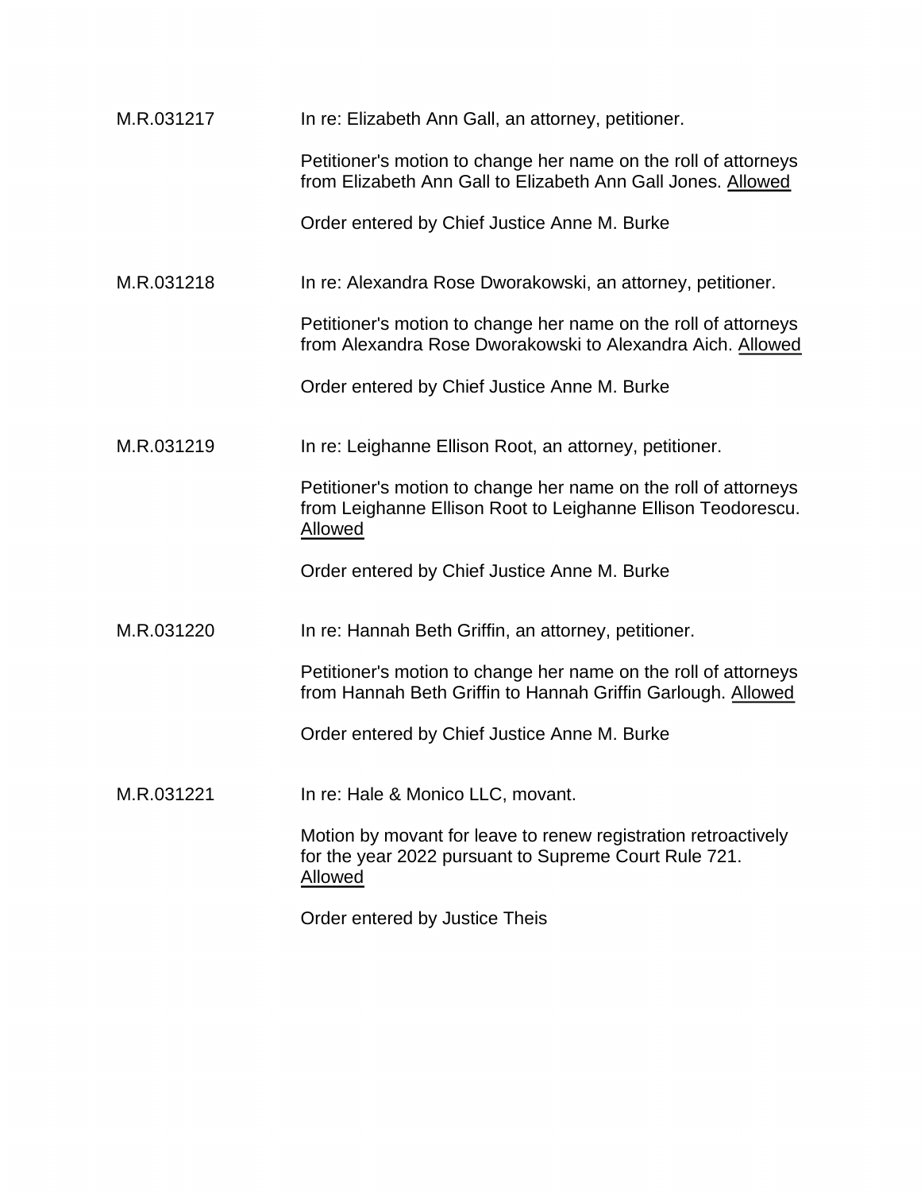M.R.031217 In re: Elizabeth Ann Gall, an attorney, petitioner.

Petitioner's motion to change her name on the roll of attorneys from Elizabeth Ann Gall to Elizabeth Ann Gall Jones. Allowed

Order entered by Chief Justice Anne M. Burke

M.R.031218 In re: Alexandra Rose Dworakowski, an attorney, petitioner.

Petitioner's motion to change her name on the roll of attorneys from Alexandra Rose Dworakowski to Alexandra Aich. Allowed

Order entered by Chief Justice Anne M. Burke

M.R.031219 In re: Leighanne Ellison Root, an attorney, petitioner.

Petitioner's motion to change her name on the roll of attorneys from Leighanne Ellison Root to Leighanne Ellison Teodorescu. Allowed

Order entered by Chief Justice Anne M. Burke

M.R.031220 In re: Hannah Beth Griffin, an attorney, petitioner.

Petitioner's motion to change her name on the roll of attorneys from Hannah Beth Griffin to Hannah Griffin Garlough. Allowed

Order entered by Chief Justice Anne M. Burke

M.R.031221 In re: Hale & Monico LLC, movant.

Motion by movant for leave to renew registration retroactively for the year 2022 pursuant to Supreme Court Rule 721. Allowed

Order entered by Justice Theis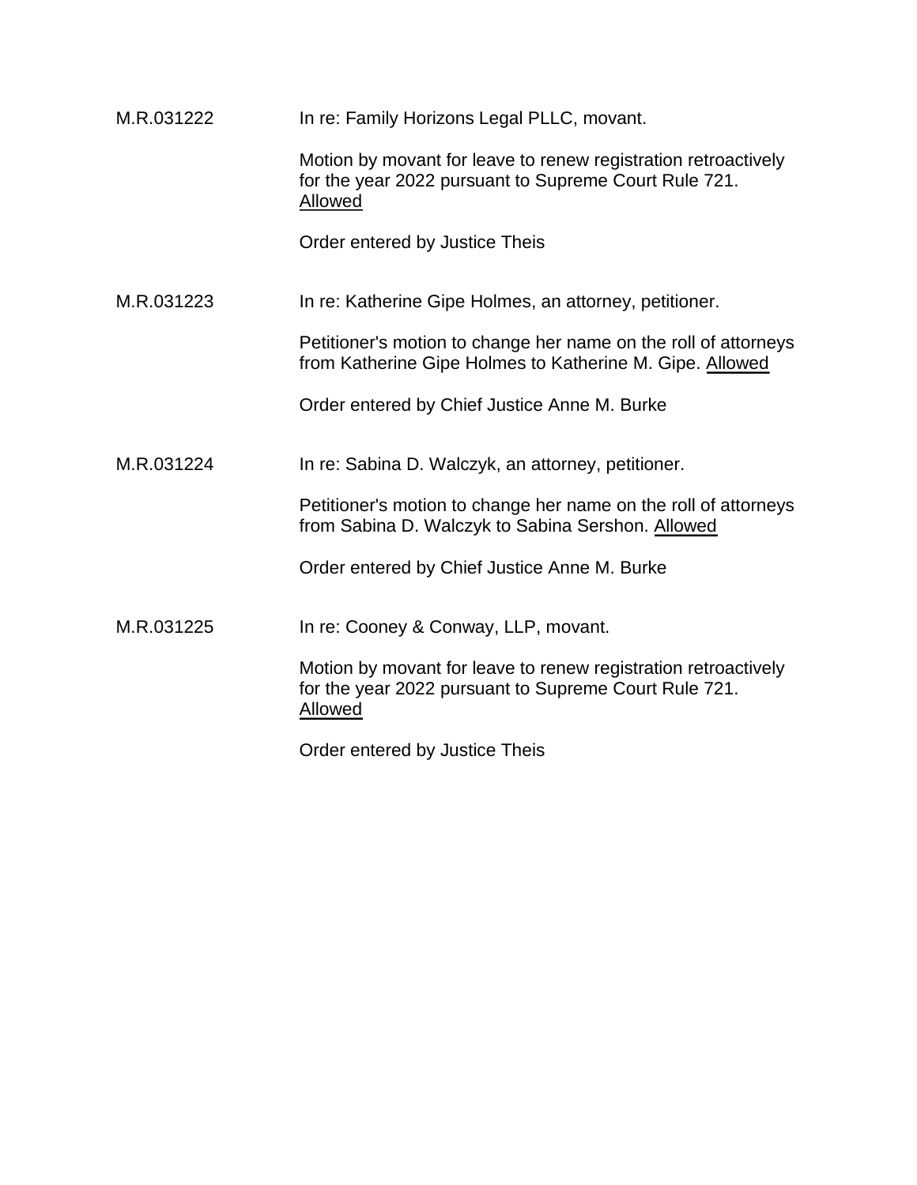M.R.031222 In re: Family Horizons Legal PLLC, movant.

Motion by movant for leave to renew registration retroactively for the year 2022 pursuant to Supreme Court Rule 721. Allowed

Order entered by Justice Theis

M.R.031223 In re: Katherine Gipe Holmes, an attorney, petitioner.

Petitioner's motion to change her name on the roll of attorneys from Katherine Gipe Holmes to Katherine M. Gipe. Allowed

Order entered by Chief Justice Anne M. Burke

M.R.031224 In re: Sabina D. Walczyk, an attorney, petitioner.

Petitioner's motion to change her name on the roll of attorneys from Sabina D. Walczyk to Sabina Sershon. Allowed

Order entered by Chief Justice Anne M. Burke

M.R.031225 In re: Cooney & Conway, LLP, movant.

Motion by movant for leave to renew registration retroactively for the year 2022 pursuant to Supreme Court Rule 721. Allowed

Order entered by Justice Theis